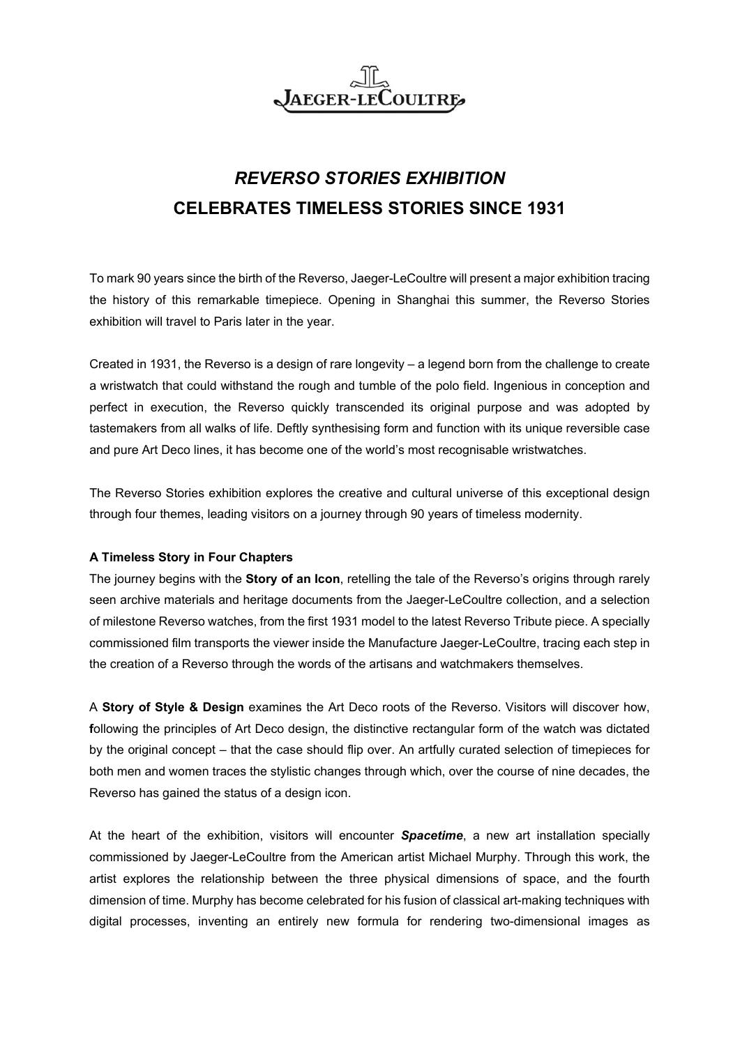# *REVERSO STORIES EXHIBITION*
# CELEBRATES TIMELESS STORIES SINCE 1931

To mark 90 years since the birth of the Reverso, Jaeger-LeCoultre will present a major exhibition tracing the history of this remarkable timepiece. Opening in Shanghai this summer, the Reverso Stories exhibition will travel to Paris later in the year.

Created in 1931, the Reverso is a design of rare longevity – a legend born from the challenge to create a wristwatch that could withstand the rough and tumble of the polo field. Ingenious in conception and perfect in execution, the Reverso quickly transcended its original purpose and was adopted by tastemakers from all walks of life. Deftly synthesising form and function with its unique reversible case and pure Art Deco lines, it has become one of the world's most recognisable wristwatches.

The Reverso Stories exhibition explores the creative and cultural universe of this exceptional design through four themes, leading visitors on a journey through 90 years of timeless modernity.

**A Timeless Story in Four Chapters**

The journey begins with the **Story of an Icon**, retelling the tale of the Reverso's origins through rarely seen archive materials and heritage documents from the Jaeger-LeCoultre collection, and a selection of milestone Reverso watches, from the first 1931 model to the latest Reverso Tribute piece. A specially commissioned film transports the viewer inside the Manufacture Jaeger-LeCoultre, tracing each step in the creation of a Reverso through the words of the artisans and watchmakers themselves.

A **Story of Style & Design** examines the Art Deco roots of the Reverso. Visitors will discover how, **f**ollowing the principles of Art Deco design, the distinctive rectangular form of the watch was dictated by the original concept – that the case should flip over. An artfully curated selection of timepieces for both men and women traces the stylistic changes through which, over the course of nine decades, the Reverso has gained the status of a design icon.

At the heart of the exhibition, visitors will encounter ***Spacetime***, a new art installation specially commissioned by Jaeger-LeCoultre from the American artist Michael Murphy. Through this work, the artist explores the relationship between the three physical dimensions of space, and the fourth dimension of time. Murphy has become celebrated for his fusion of classical art-making techniques with digital processes, inventing an entirely new formula for rendering two-dimensional images as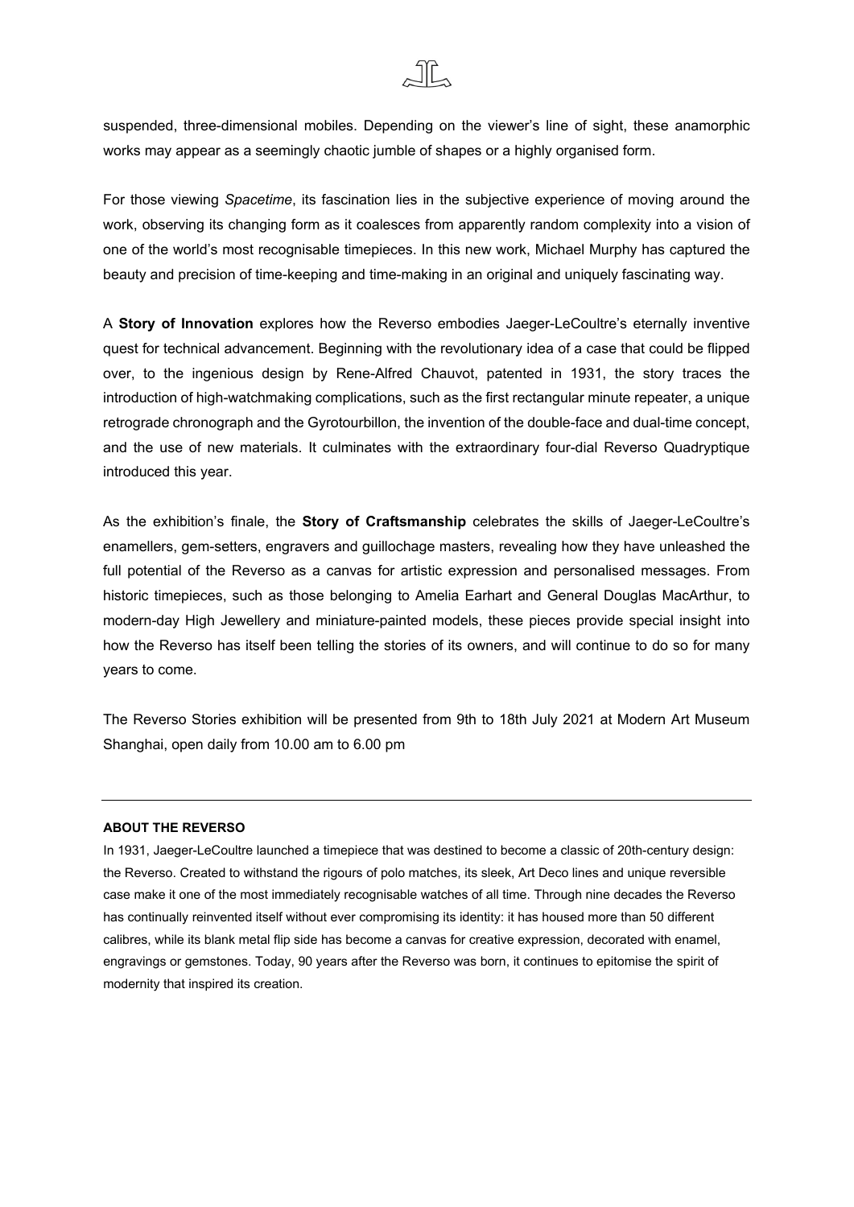suspended, three-dimensional mobiles. Depending on the viewer's line of sight, these anamorphic works may appear as a seemingly chaotic jumble of shapes or a highly organised form.

For those viewing *Spacetime*, its fascination lies in the subjective experience of moving around the work, observing its changing form as it coalesces from apparently random complexity into a vision of one of the world's most recognisable timepieces. In this new work, Michael Murphy has captured the beauty and precision of time-keeping and time-making in an original and uniquely fascinating way.

A **Story of Innovation** explores how the Reverso embodies Jaeger-LeCoultre's eternally inventive quest for technical advancement. Beginning with the revolutionary idea of a case that could be flipped over, to the ingenious design by Rene-Alfred Chauvot, patented in 1931, the story traces the introduction of high-watchmaking complications, such as the first rectangular minute repeater, a unique retrograde chronograph and the Gyrotourbillon, the invention of the double-face and dual-time concept, and the use of new materials. It culminates with the extraordinary four-dial Reverso Quadryptique introduced this year.

As the exhibition's finale, the **Story of Craftsmanship** celebrates the skills of Jaeger-LeCoultre's enamellers, gem-setters, engravers and guillochage masters, revealing how they have unleashed the full potential of the Reverso as a canvas for artistic expression and personalised messages. From historic timepieces, such as those belonging to Amelia Earhart and General Douglas MacArthur, to modern-day High Jewellery and miniature-painted models, these pieces provide special insight into how the Reverso has itself been telling the stories of its owners, and will continue to do so for many years to come.

The Reverso Stories exhibition will be presented from 9th to 18th July 2021 at Modern Art Museum Shanghai, open daily from 10.00 am to 6.00 pm

---

**ABOUT THE REVERSO**

In 1931, Jaeger-LeCoultre launched a timepiece that was destined to become a classic of 20th-century design: the Reverso. Created to withstand the rigours of polo matches, its sleek, Art Deco lines and unique reversible case make it one of the most immediately recognisable watches of all time. Through nine decades the Reverso has continually reinvented itself without ever compromising its identity: it has housed more than 50 different calibres, while its blank metal flip side has become a canvas for creative expression, decorated with enamel, engravings or gemstones. Today, 90 years after the Reverso was born, it continues to epitomise the spirit of modernity that inspired its creation.